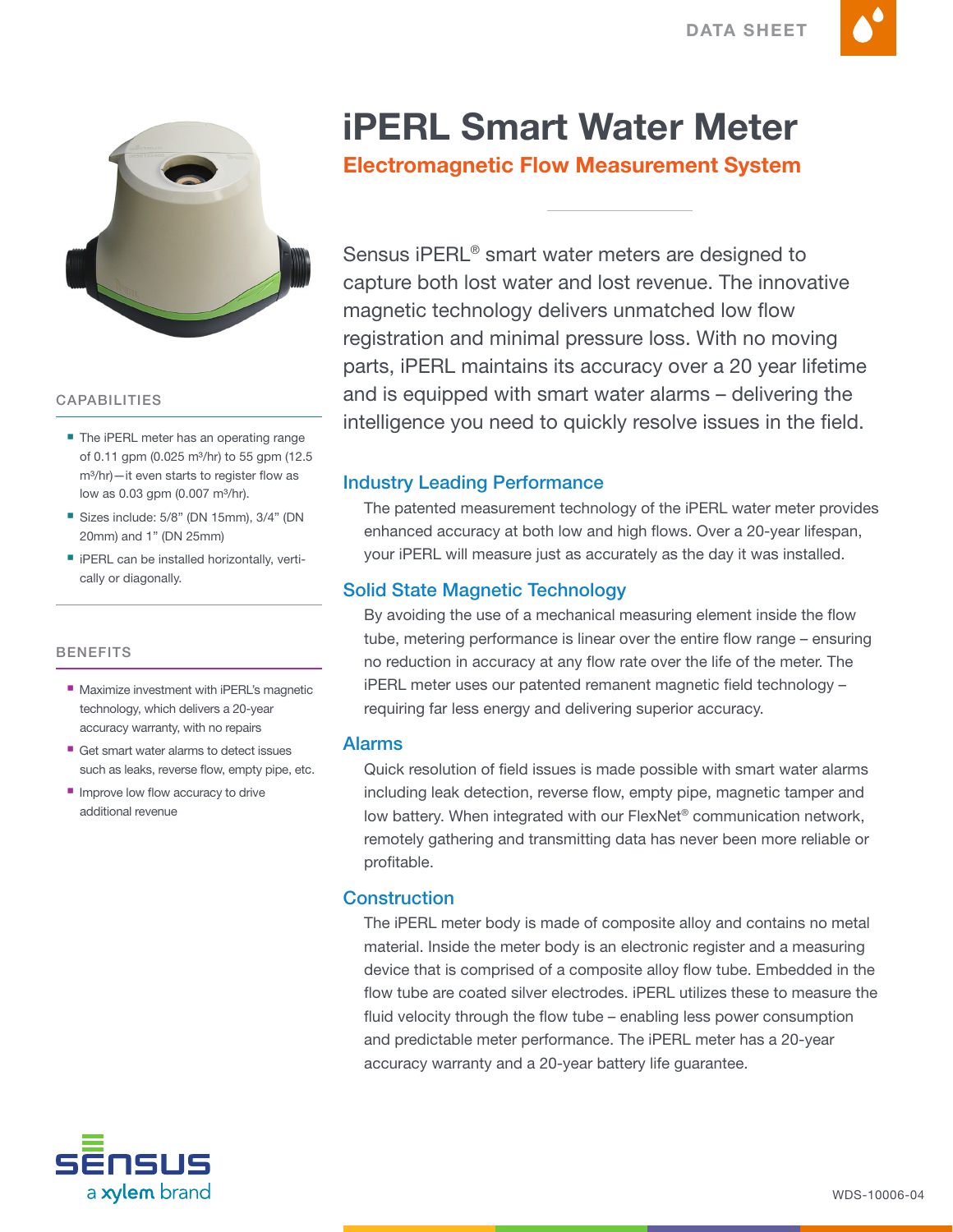DATA SHEET

# iPERL Smart Water Meter

## Electromagnetic Flow Measurement System

Sensus iPERL® smart water meters are designed to capture both lost water and lost revenue. The innovative magnetic technology delivers unmatched low flow registration and minimal pressure loss. With no moving parts, iPERL maintains its accuracy over a 20 year lifetime and is equipped with smart water alarms – delivering the intelligence you need to quickly resolve issues in the field.

### Industry Leading Performance

The patented measurement technology of the iPERL water meter provides enhanced accuracy at both low and high flows. Over a 20-year lifespan, your iPERL will measure just as accurately as the day it was installed.

### Solid State Magnetic Technology

By avoiding the use of a mechanical measuring element inside the flow tube, metering performance is linear over the entire flow range – ensuring no reduction in accuracy at any flow rate over the life of the meter. The iPERL meter uses our patented remanent magnetic field technology – requiring far less energy and delivering superior accuracy.

### Alarms

Quick resolution of field issues is made possible with smart water alarms including leak detection, reverse flow, empty pipe, magnetic tamper and low battery. When integrated with our FlexNet® communication network, remotely gathering and transmitting data has never been more reliable or profitable.

### Construction

The iPERL meter body is made of composite alloy and contains no metal material. Inside the meter body is an electronic register and a measuring device that is comprised of a composite alloy flow tube. Embedded in the flow tube are coated silver electrodes. iPERL utilizes these to measure the fluid velocity through the flow tube – enabling less power consumption and predictable meter performance. The iPERL meter has a 20-year accuracy warranty and a 20-year battery life guarantee.

### CAPABILITIES

- The iPERL meter has an operating range of 0.11 gpm (0.025 $m^3$/hr) to 55 gpm (12.5 $m^3$/hr)—it even starts to register flow as low as 0.03 gpm (0.007 $m^3$/hr).
- Sizes include: 5/8" (DN 15mm), 3/4" (DN 20mm) and 1" (DN 25mm)
- iPERL can be installed horizontally, vertically or diagonally.

### BENEFITS

- Maximize investment with iPERL's magnetic technology, which delivers a 20-year accuracy warranty, with no repairs
- Get smart water alarms to detect issues such as leaks, reverse flow, empty pipe, etc.
- Improve low flow accuracy to drive additional revenue

SENSUS
a xylem brand

WDS-10006-04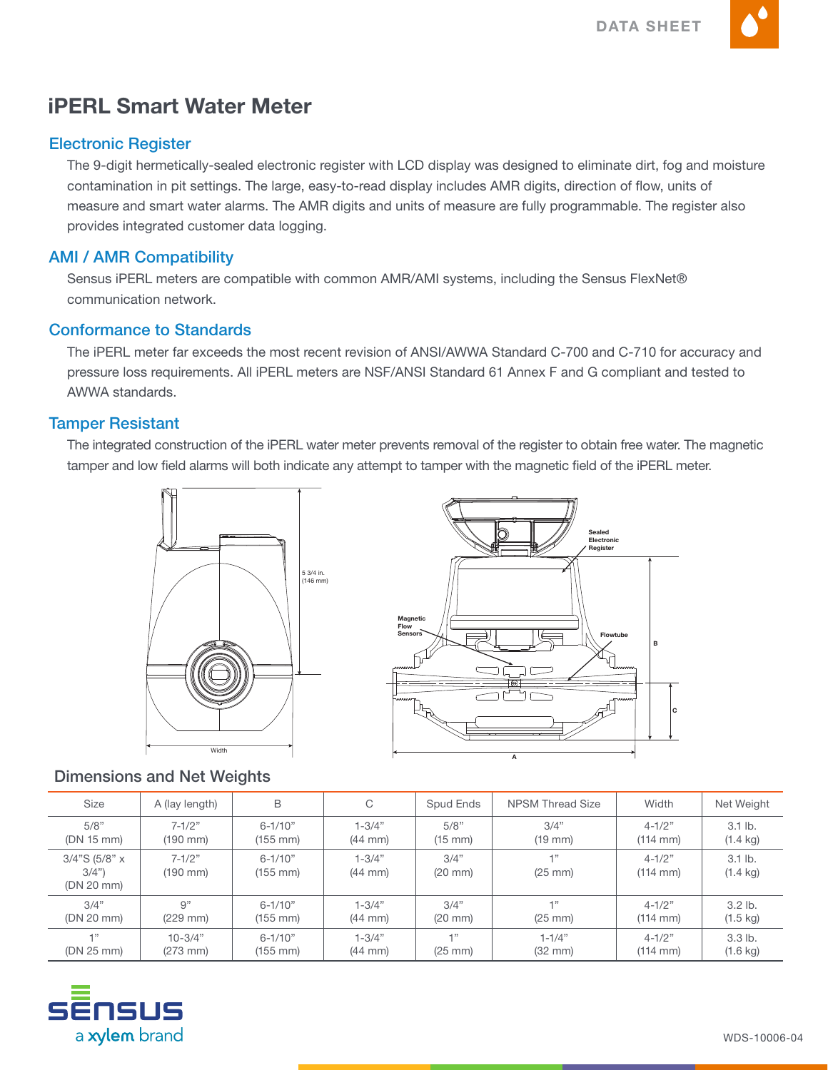# iPERL Smart Water Meter

## Electronic Register

The 9-digit hermetically-sealed electronic register with LCD display was designed to eliminate dirt, fog and moisture contamination in pit settings. The large, easy-to-read display includes AMR digits, direction of flow, units of measure and smart water alarms. The AMR digits and units of measure are fully programmable. The register also provides integrated customer data logging.

## AMI / AMR Compatibility

Sensus iPERL meters are compatible with common AMR/AMI systems, including the Sensus FlexNet® communication network.

## Conformance to Standards

The iPERL meter far exceeds the most recent revision of ANSI/AWWA Standard C-700 and C-710 for accuracy and pressure loss requirements. All iPERL meters are NSF/ANSI Standard 61 Annex F and G compliant and tested to AWWA standards.

## Tamper Resistant

The integrated construction of the iPERL water meter prevents removal of the register to obtain free water. The magnetic tamper and low field alarms will both indicate any attempt to tamper with the magnetic field of the iPERL meter.

5 3/4 in. (146 mm)

Width

Sealed Electronic Register

Magnetic Flow Sensors

Flowtube

A

B

C

## Dimensions and Net Weights

| Size | A (lay length) | B | C | Spud Ends | NPSM Thread Size | Width | Net Weight |
|---|---|---|---|---|---|---|---|
| 5/8" (DN 15 mm) | 7-1/2" (190 mm) | 6-1/10" (155 mm) | 1-3/4" (44 mm) | 5/8" (15 mm) | 3/4" (19 mm) | 4-1/2" (114 mm) | 3.1 lb. (1.4 kg) |
| 3/4"S (5/8" x 3/4") (DN 20 mm) | 7-1/2" (190 mm) | 6-1/10" (155 mm) | 1-3/4" (44 mm) | 3/4" (20 mm) | 1" (25 mm) | 4-1/2" (114 mm) | 3.1 lb. (1.4 kg) |
| 3/4" (DN 20 mm) | 9" (229 mm) | 6-1/10" (155 mm) | 1-3/4" (44 mm) | 3/4" (20 mm) | 1" (25 mm) | 4-1/2" (114 mm) | 3.2 lb. (1.5 kg) |
| 1" (DN 25 mm) | 10-3/4" (273 mm) | 6-1/10" (155 mm) | 1-3/4" (44 mm) | 1" (25 mm) | 1-1/4" (32 mm) | 4-1/2" (114 mm) | 3.3 lb. (1.6 kg) |

sensus a xylem brand

WDS-10006-04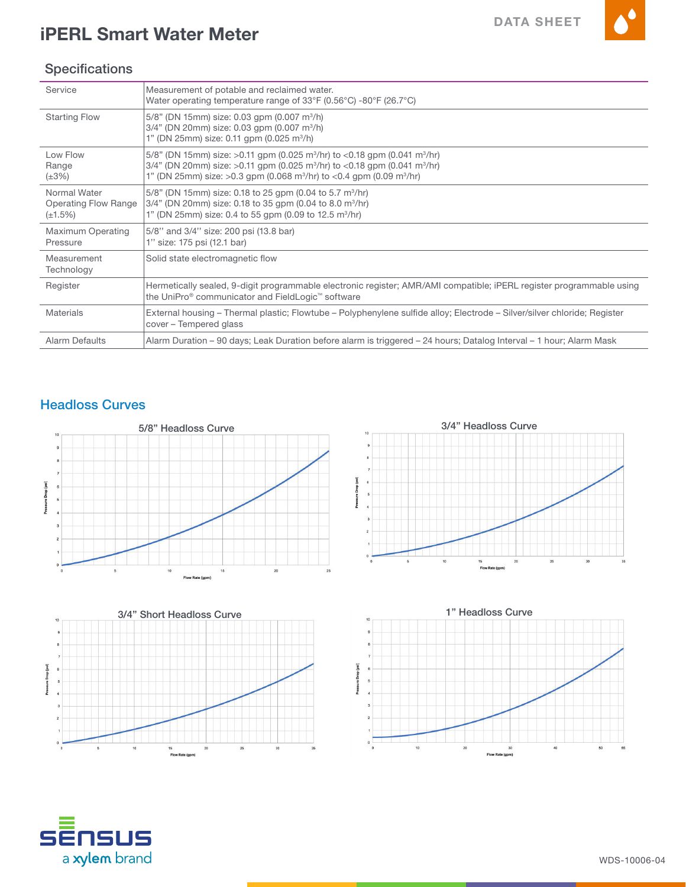# iPERL Smart Water Meter

DATA SHEET

## Specifications

| | |
|---|---|
| Service | Measurement of potable and reclaimed water.<br>Water operating temperature range of 33°F (0.56°C) -80°F (26.7°C) |
| Starting Flow | 5/8" (DN 15mm) size: 0.03 gpm (0.007 m³/h)<br>3/4" (DN 20mm) size: 0.03 gpm (0.007 m³/h)<br>1" (DN 25mm) size: 0.11 gpm (0.025 m³/h) |
| Low Flow Range (±3%) | 5/8" (DN 15mm) size: >0.11 gpm (0.025 m³/hr) to <0.18 gpm (0.041 m³/hr)<br>3/4" (DN 20mm) size: >0.11 gpm (0.025 m³/hr) to <0.18 gpm (0.041 m³/hr)<br>1" (DN 25mm) size: >0.3 gpm (0.068 m³/hr) to <0.4 gpm (0.09 m³/hr) |
| Normal Water Operating Flow Range (±1.5%) | 5/8" (DN 15mm) size: 0.18 to 25 gpm (0.04 to 5.7 m³/hr)<br>3/4" (DN 20mm) size: 0.18 to 35 gpm (0.04 to 8.0 m³/hr)<br>1" (DN 25mm) size: 0.4 to 55 gpm (0.09 to 12.5 m³/hr) |
| Maximum Operating Pressure | 5/8'' and 3/4'' size: 200 psi (13.8 bar)<br>1'' size: 175 psi (12.1 bar) |
| Measurement Technology | Solid state electromagnetic flow |
| Register | Hermetically sealed, 9-digit programmable electronic register; AMR/AMI compatible; iPERL register programmable using the UniPro® communicator and FieldLogic™ software |
| Materials | External housing – Thermal plastic; Flowtube – Polyphenylene sulfide alloy; Electrode – Silver/silver chloride; Register cover – Tempered glass |
| Alarm Defaults | Alarm Duration – 90 days; Leak Duration before alarm is triggered – 24 hours; Datalog Interval – 1 hour; Alarm Mask |

## Headloss Curves

5/8" Headloss Curve

3/4" Headloss Curve

3/4" Short Headloss Curve

1" Headloss Curve

WDS-10006-04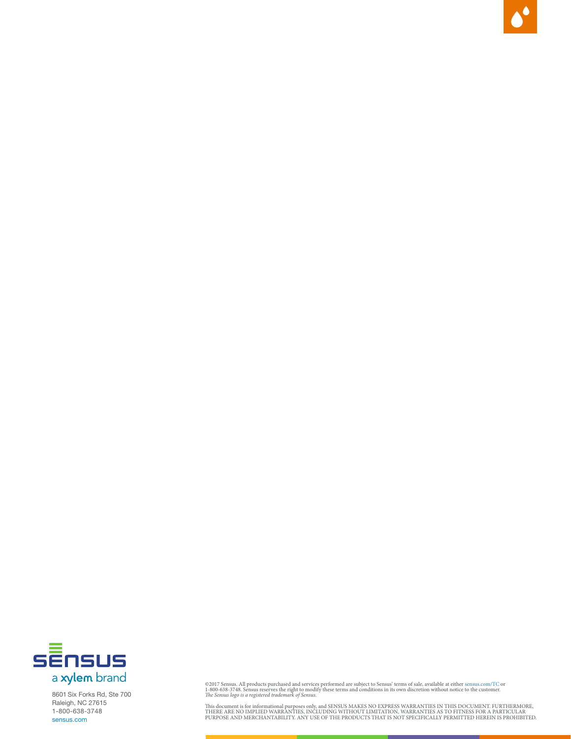sensus
a xylem brand

8601 Six Forks Rd, Ste 700
Raleigh, NC 27615
1-800-638-3748
sensus.com

©2017 Sensus. All products purchased and services performed are subject to Sensus' terms of sale, available at either sensus.com/TC or 1-800-638-3748. Sensus reserves the right to modify these terms and conditions in its own discretion without notice to the customer.
*The Sensus logo is a registered trademark of Sensus.*

This document is for informational purposes only, and SENSUS MAKES NO EXPRESS WARRANTIES IN THIS DOCUMENT. FURTHERMORE, THERE ARE NO IMPLIED WARRANTIES, INCLUDING WITHOUT LIMITATION, WARRANTIES AS TO FITNESS FOR A PARTICULAR PURPOSE AND MERCHANTABILITY. ANY USE OF THE PRODUCTS THAT IS NOT SPECIFICALLY PERMITTED HEREIN IS PROHIBITED.